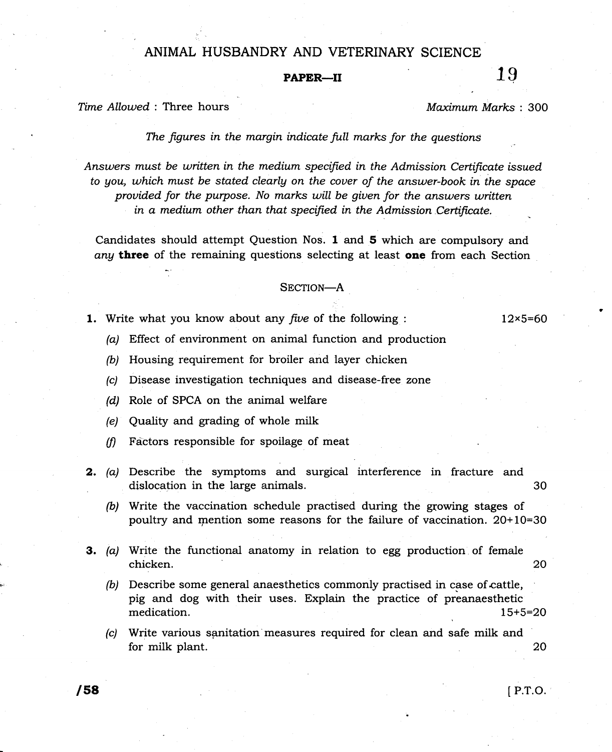# ANIMAL HUSBANDRY AND VETERINARY SCIENCE

**PAPER—II**

19

*Time Allowed* : Three hours  *Maximum Marks* : 300

*The figures in the margin indicate full marks for the questions*

*Answers must be written in the medium specified in the Admission Certificate issued to you, which must be stated clearly on the cover of the answer-book in the space provided for the purpose. No marks will be given for the answers written in a medium other than that specified in the Admission Certificate.*

Candidates should attempt Question Nos. **1** and **5** which are compulsory and *any* **three** of the remaining questions selecting at least **one** from each Section

## SECTION—A

**1.** Write what you know about any *five* of the following : 12×5=60

*(a)* Effect of environment on animal function and production

*(b)* Housing requirement for broiler and layer chicken

*(c)* Disease investigation techniques and disease-free zone

*(d)* Role of SPCA on the animal welfare

*(e)* Quality and grading of whole milk

*(f)* Factors responsible for spoilage of meat

**2.** *(a)* Describe the symptoms and surgical interference in fracture and dislocation in the large animals. 30

*(b)* Write the vaccination schedule practised during the growing stages of poultry and mention some reasons for the failure of vaccination. 20+10=30

**3.** *(a)* Write the functional anatomy in relation to egg production of female chicken. 20

*(b)* Describe some general anaesthetics commonly practised in case of cattle, pig and dog with their uses. Explain the practice of preanaesthetic medication. 15+5=20

*(c)* Write various sanitation measures required for clean and safe milk and for milk plant. 20

/58 [ P.T.O.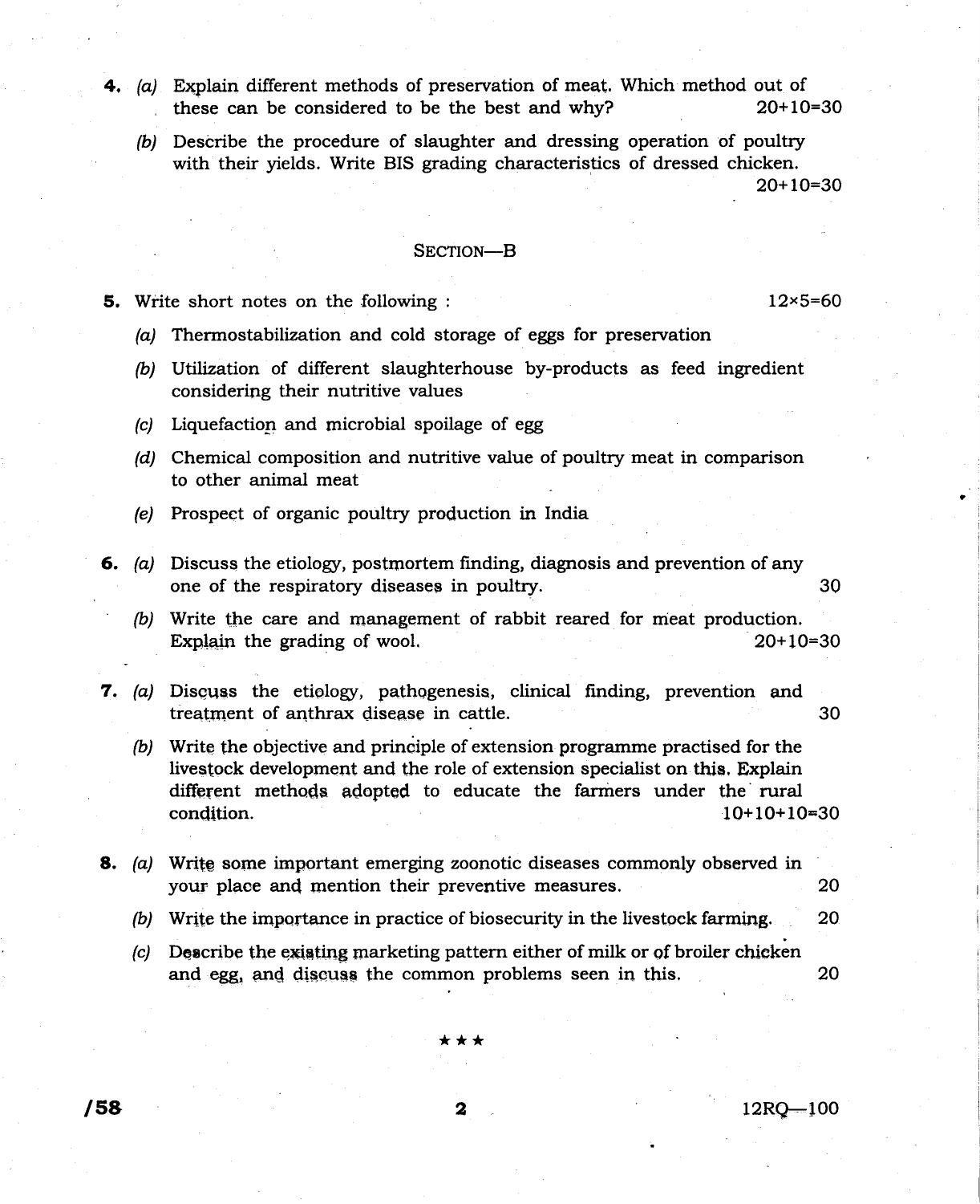4. *(a)* Explain different methods of preservation of meat. Which method out of these can be considered to be the best and why? 20+10=30

   *(b)* Describe the procedure of slaughter and dressing operation of poultry with their yields. Write BIS grading characteristics of dressed chicken. 20+10=30

## SECTION—B

5. Write short notes on the following : 12×5=60

   *(a)* Thermostabilization and cold storage of eggs for preservation

   *(b)* Utilization of different slaughterhouse by-products as feed ingredient considering their nutritive values

   *(c)* Liquefaction and microbial spoilage of egg

   *(d)* Chemical composition and nutritive value of poultry meat in comparison to other animal meat

   *(e)* Prospect of organic poultry production in India

6. *(a)* Discuss the etiology, postmortem finding, diagnosis and prevention of any one of the respiratory diseases in poultry. 30

   *(b)* Write the care and management of rabbit reared for meat production. Explain the grading of wool. 20+10=30

7. *(a)* Discuss the etiology, pathogenesis, clinical finding, prevention and treatment of anthrax disease in cattle. 30

   *(b)* Write the objective and principle of extension programme practised for the livestock development and the role of extension specialist on this. Explain different methods adopted to educate the farmers under the rural condition. 10+10+10=30

8. *(a)* Write some important emerging zoonotic diseases commonly observed in your place and mention their preventive measures. 20

   *(b)* Write the importance in practice of biosecurity in the livestock farming. 20

   *(c)* Describe the existing marketing pattern either of milk or of broiler chicken and egg, and discuss the common problems seen in this. 20

★ ★ ★